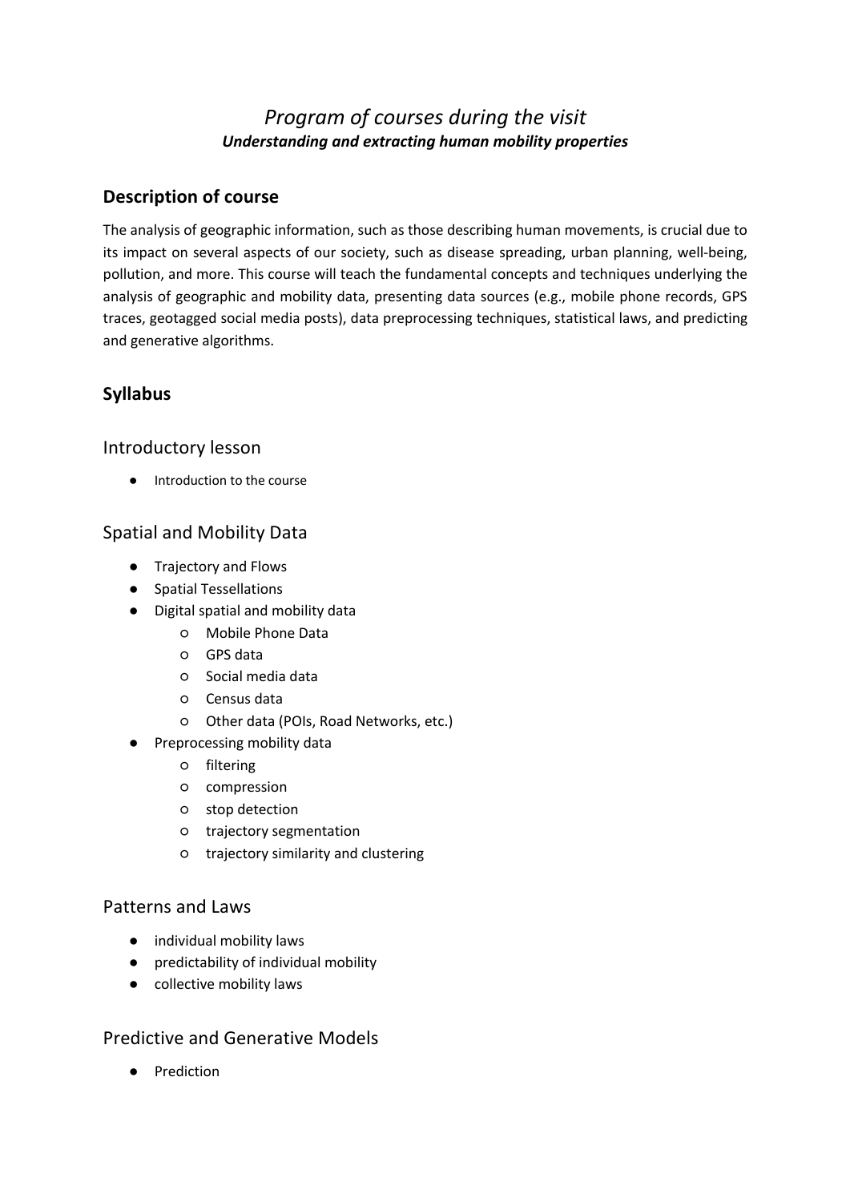# *Program of courses during the visit*

***Understanding and extracting human mobility properties***

## Description of course

The analysis of geographic information, such as those describing human movements, is crucial due to its impact on several aspects of our society, such as disease spreading, urban planning, well-being, pollution, and more. This course will teach the fundamental concepts and techniques underlying the analysis of geographic and mobility data, presenting data sources (e.g., mobile phone records, GPS traces, geotagged social media posts), data preprocessing techniques, statistical laws, and predicting and generative algorithms.

## Syllabus

### Introductory lesson

- Introduction to the course

### Spatial and Mobility Data

- Trajectory and Flows
- Spatial Tessellations
- Digital spatial and mobility data
  - Mobile Phone Data
  - GPS data
  - Social media data
  - Census data
  - Other data (POIs, Road Networks, etc.)
- Preprocessing mobility data
  - filtering
  - compression
  - stop detection
  - trajectory segmentation
  - trajectory similarity and clustering

### Patterns and Laws

- individual mobility laws
- predictability of individual mobility
- collective mobility laws

### Predictive and Generative Models

- Prediction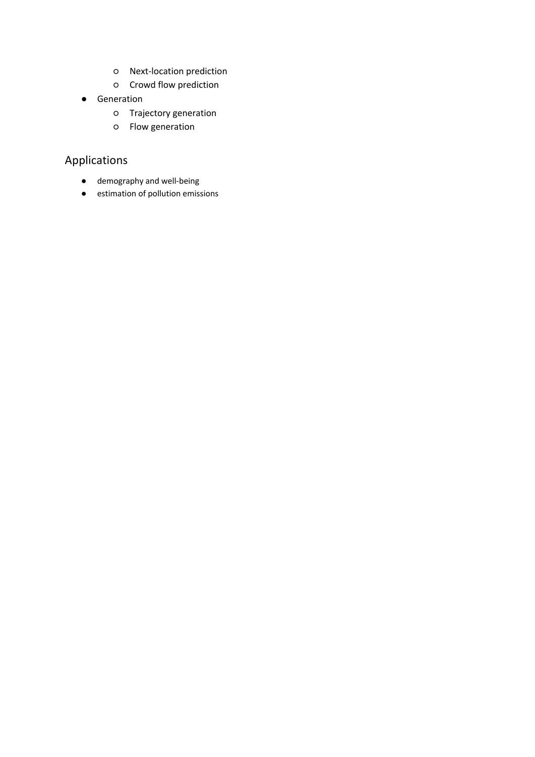- Next-location prediction
    - Crowd flow prediction
- Generation
    - Trajectory generation
    - Flow generation

## Applications

- demography and well-being
- estimation of pollution emissions